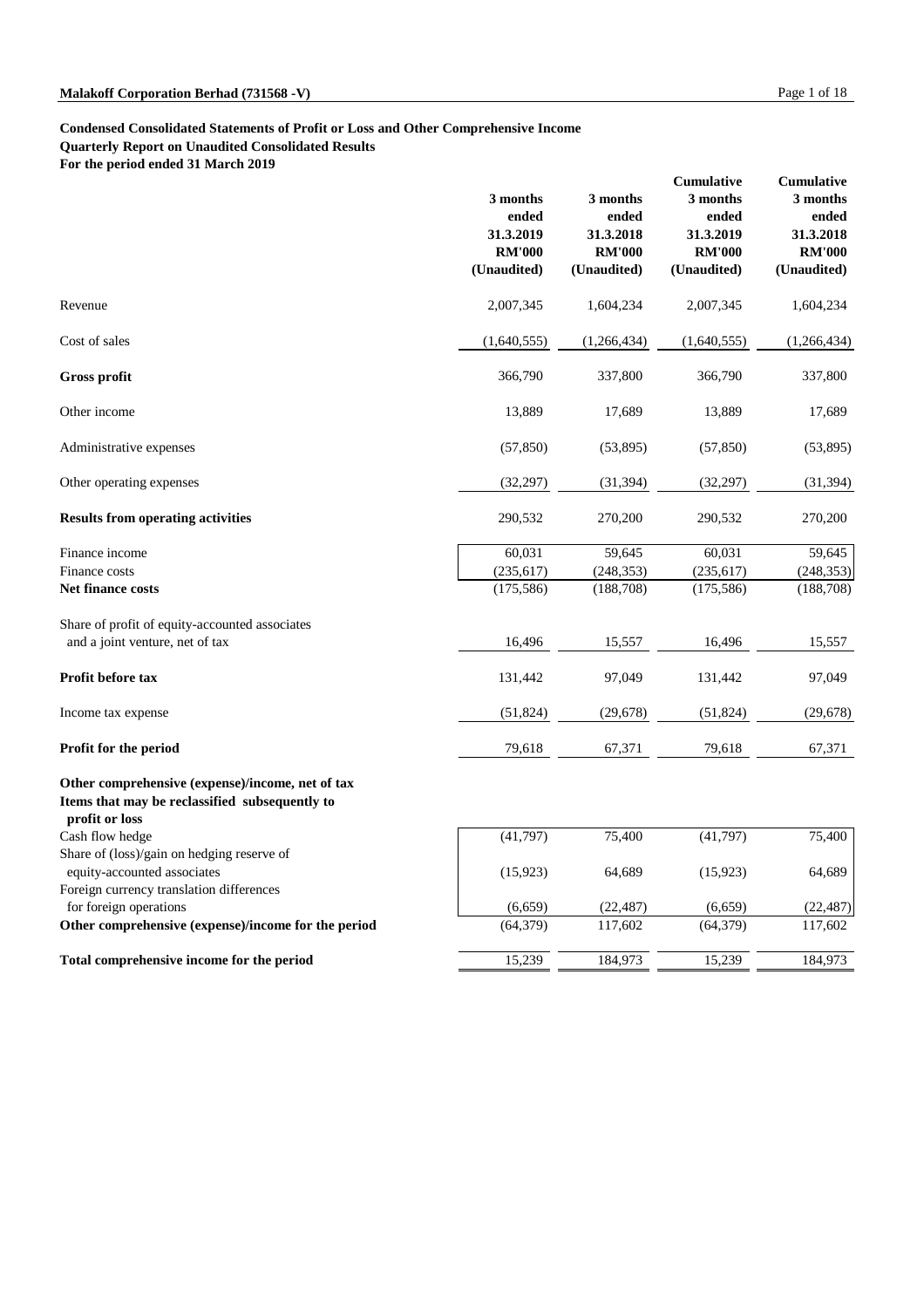**Condensed Consolidated Statements of Profit or Loss and Other Comprehensive Income**
**Quarterly Report on Unaudited Consolidated Results**
**For the period ended 31 March 2019**

| | 3 months ended 31.3.2019 RM'000 (Unaudited) | 3 months ended 31.3.2018 RM'000 (Unaudited) | Cumulative 3 months ended 31.3.2019 RM'000 (Unaudited) | Cumulative 3 months ended 31.3.2018 RM'000 (Unaudited) |
|---|---|---|---|---|
| Revenue | 2,007,345 | 1,604,234 | 2,007,345 | 1,604,234 |
| Cost of sales | (1,640,555) | (1,266,434) | (1,640,555) | (1,266,434) |
| **Gross profit** | 366,790 | 337,800 | 366,790 | 337,800 |
| Other income | 13,889 | 17,689 | 13,889 | 17,689 |
| Administrative expenses | (57,850) | (53,895) | (57,850) | (53,895) |
| Other operating expenses | (32,297) | (31,394) | (32,297) | (31,394) |
| **Results from operating activities** | 290,532 | 270,200 | 290,532 | 270,200 |
| Finance income | 60,031 | 59,645 | 60,031 | 59,645 |
| Finance costs | (235,617) | (248,353) | (235,617) | (248,353) |
| **Net finance costs** | (175,586) | (188,708) | (175,586) | (188,708) |
| Share of profit of equity-accounted associates and a joint venture, net of tax | 16,496 | 15,557 | 16,496 | 15,557 |
| **Profit before tax** | 131,442 | 97,049 | 131,442 | 97,049 |
| Income tax expense | (51,824) | (29,678) | (51,824) | (29,678) |
| **Profit for the period** | 79,618 | 67,371 | 79,618 | 67,371 |
| **Other comprehensive (expense)/income, net of tax** | | | | |
| **Items that may be reclassified subsequently to profit or loss** | | | | |
| Cash flow hedge | (41,797) | 75,400 | (41,797) | 75,400 |
| Share of (loss)/gain on hedging reserve of equity-accounted associates | (15,923) | 64,689 | (15,923) | 64,689 |
| Foreign currency translation differences for foreign operations | (6,659) | (22,487) | (6,659) | (22,487) |
| **Other comprehensive (expense)/income for the period** | (64,379) | 117,602 | (64,379) | 117,602 |
| **Total comprehensive income for the period** | 15,239 | 184,973 | 15,239 | 184,973 |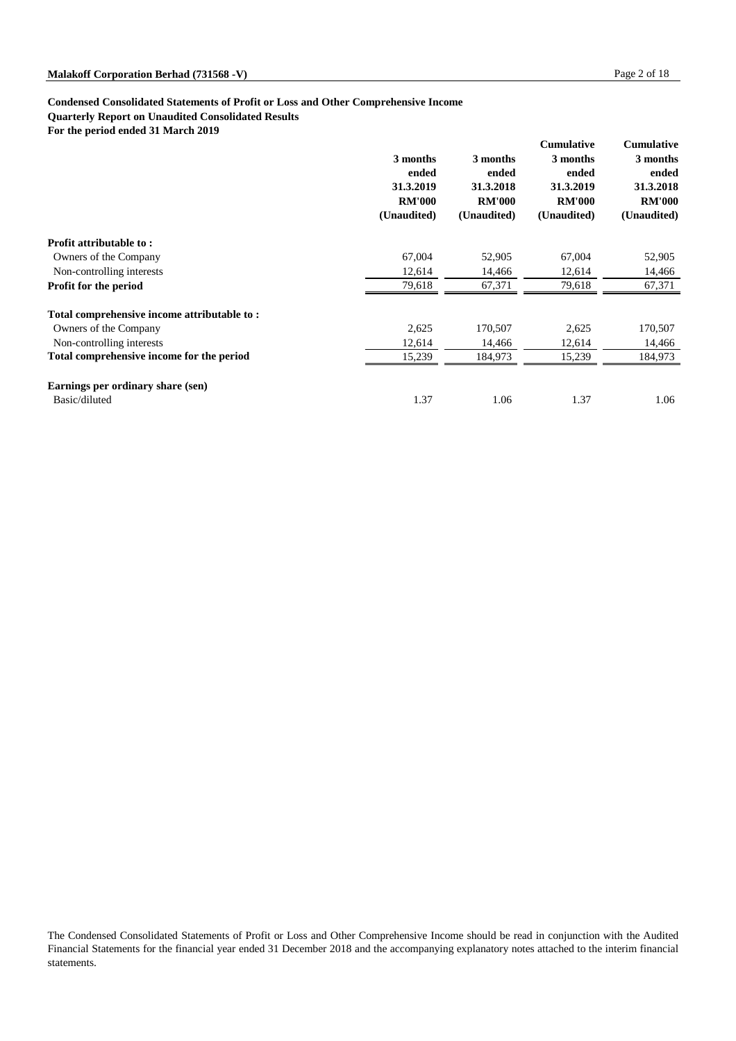**Condensed Consolidated Statements of Profit or Loss and Other Comprehensive Income**
**Quarterly Report on Unaudited Consolidated Results**
**For the period ended 31 March 2019**

| | 3 months ended 31.3.2019 RM'000 (Unaudited) | 3 months ended 31.3.2018 RM'000 (Unaudited) | Cumulative 3 months ended 31.3.2019 RM'000 (Unaudited) | Cumulative 3 months ended 31.3.2018 RM'000 (Unaudited) |
|---|---|---|---|---|
| **Profit attributable to :** | | | | |
| Owners of the Company | 67,004 | 52,905 | 67,004 | 52,905 |
| Non-controlling interests | 12,614 | 14,466 | 12,614 | 14,466 |
| **Profit for the period** | 79,618 | 67,371 | 79,618 | 67,371 |
| **Total comprehensive income attributable to :** | | | | |
| Owners of the Company | 2,625 | 170,507 | 2,625 | 170,507 |
| Non-controlling interests | 12,614 | 14,466 | 12,614 | 14,466 |
| **Total comprehensive income for the period** | 15,239 | 184,973 | 15,239 | 184,973 |
| **Earnings per ordinary share (sen)** | | | | |
| Basic/diluted | 1.37 | 1.06 | 1.37 | 1.06 |

The Condensed Consolidated Statements of Profit or Loss and Other Comprehensive Income should be read in conjunction with the Audited Financial Statements for the financial year ended 31 December 2018 and the accompanying explanatory notes attached to the interim financial statements.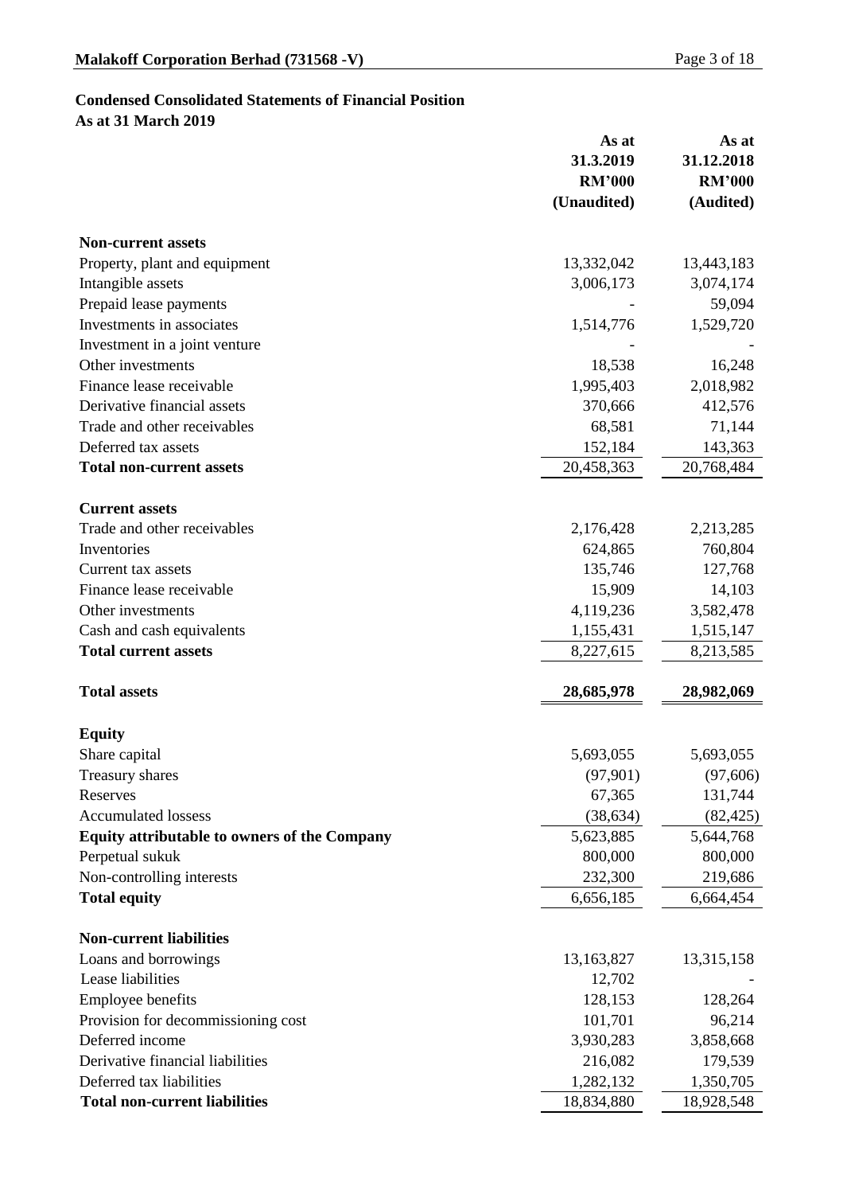## Condensed Consolidated Statements of Financial Position

**As at 31 March 2019**

| | As at 31.3.2019 RM'000 (Unaudited) | As at 31.12.2018 RM'000 (Audited) |
|---|---|---|
| **Non-current assets** | | |
| Property, plant and equipment | 13,332,042 | 13,443,183 |
| Intangible assets | 3,006,173 | 3,074,174 |
| Prepaid lease payments | - | 59,094 |
| Investments in associates | 1,514,776 | 1,529,720 |
| Investment in a joint venture | - | - |
| Other investments | 18,538 | 16,248 |
| Finance lease receivable | 1,995,403 | 2,018,982 |
| Derivative financial assets | 370,666 | 412,576 |
| Trade and other receivables | 68,581 | 71,144 |
| Deferred tax assets | 152,184 | 143,363 |
| **Total non-current assets** | 20,458,363 | 20,768,484 |
| **Current assets** | | |
| Trade and other receivables | 2,176,428 | 2,213,285 |
| Inventories | 624,865 | 760,804 |
| Current tax assets | 135,746 | 127,768 |
| Finance lease receivable | 15,909 | 14,103 |
| Other investments | 4,119,236 | 3,582,478 |
| Cash and cash equivalents | 1,155,431 | 1,515,147 |
| **Total current assets** | 8,227,615 | 8,213,585 |
| **Total assets** | **28,685,978** | **28,982,069** |
| **Equity** | | |
| Share capital | 5,693,055 | 5,693,055 |
| Treasury shares | (97,901) | (97,606) |
| Reserves | 67,365 | 131,744 |
| Accumulated lossess | (38,634) | (82,425) |
| **Equity attributable to owners of the Company** | 5,623,885 | 5,644,768 |
| Perpetual sukuk | 800,000 | 800,000 |
| Non-controlling interests | 232,300 | 219,686 |
| **Total equity** | 6,656,185 | 6,664,454 |
| **Non-current liabilities** | | |
| Loans and borrowings | 13,163,827 | 13,315,158 |
| Lease liabilities | 12,702 | - |
| Employee benefits | 128,153 | 128,264 |
| Provision for decommissioning cost | 101,701 | 96,214 |
| Deferred income | 3,930,283 | 3,858,668 |
| Derivative financial liabilities | 216,082 | 179,539 |
| Deferred tax liabilities | 1,282,132 | 1,350,705 |
| **Total non-current liabilities** | 18,834,880 | 18,928,548 |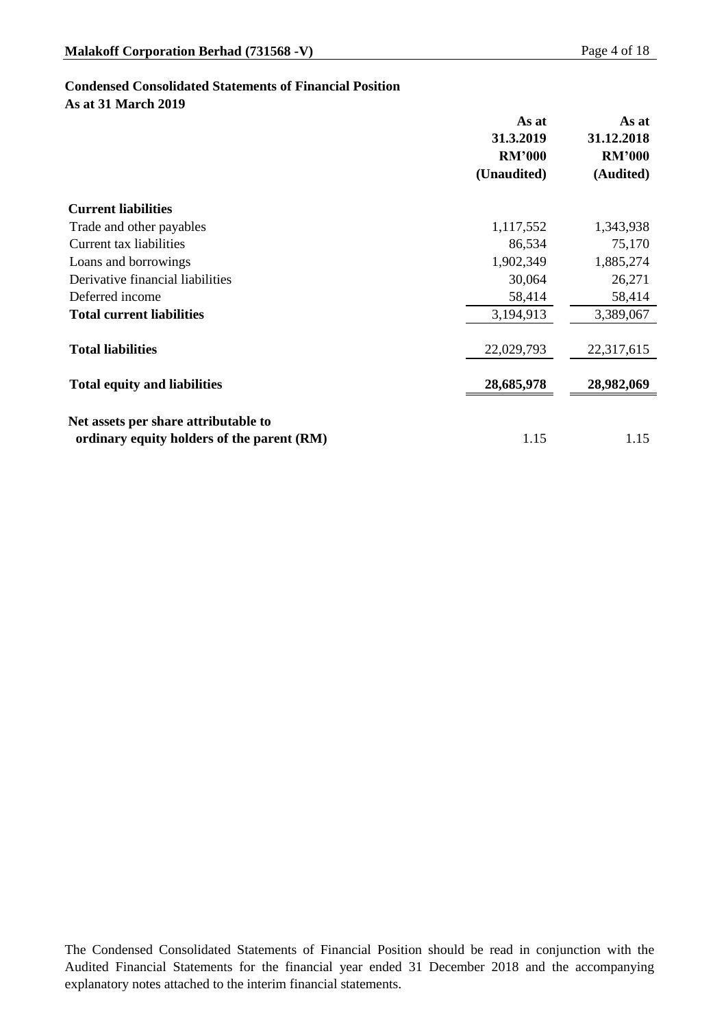## Condensed Consolidated Statements of Financial Position
**As at 31 March 2019**

| | As at 31.3.2019 RM'000 (Unaudited) | As at 31.12.2018 RM'000 (Audited) |
|---|---|---|
| **Current liabilities** | | |
| Trade and other payables | 1,117,552 | 1,343,938 |
| Current tax liabilities | 86,534 | 75,170 |
| Loans and borrowings | 1,902,349 | 1,885,274 |
| Derivative financial liabilities | 30,064 | 26,271 |
| Deferred income | 58,414 | 58,414 |
| **Total current liabilities** | 3,194,913 | 3,389,067 |
| **Total liabilities** | 22,029,793 | 22,317,615 |
| **Total equity and liabilities** | **28,685,978** | **28,982,069** |
| **Net assets per share attributable to ordinary equity holders of the parent (RM)** | 1.15 | 1.15 |

The Condensed Consolidated Statements of Financial Position should be read in conjunction with the Audited Financial Statements for the financial year ended 31 December 2018 and the accompanying explanatory notes attached to the interim financial statements.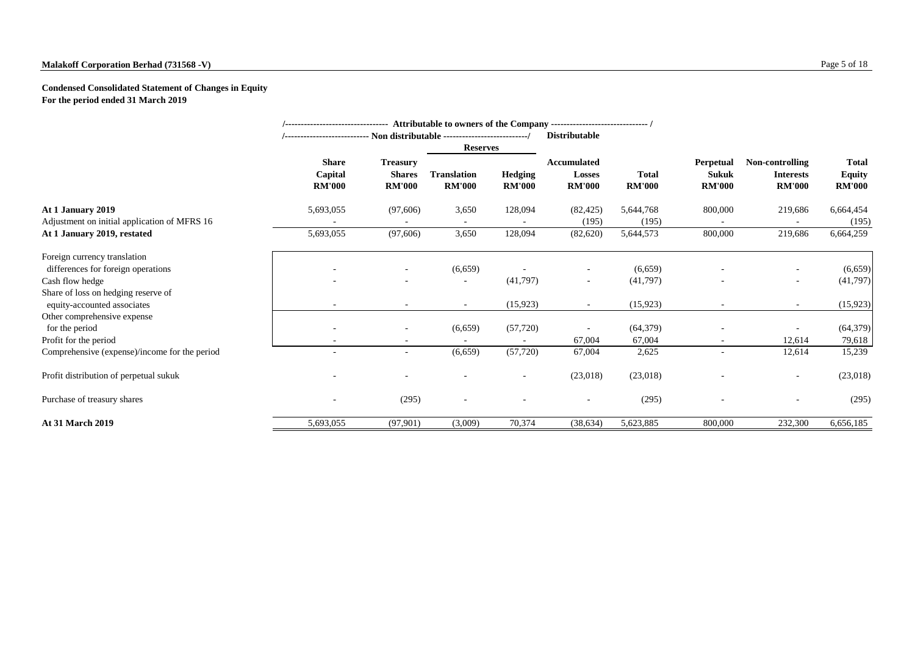**Malakoff Corporation Berhad (731568 -V)**

**Condensed Consolidated Statement of Changes in Equity**
**For the period ended 31 March 2019**

| | Attributable to owners of the Company | | | | | | | | |
|---|---|---|---|---|---|---|---|---|---|
| | Non distributable | | | | Distributable | | | | |
| | | | Reserves | | | | | | |
| | **Share Capital RM'000** | **Treasury Shares RM'000** | **Translation RM'000** | **Hedging RM'000** | **Accumulated Losses RM'000** | **Total RM'000** | **Perpetual Sukuk RM'000** | **Non-controlling Interests RM'000** | **Total Equity RM'000** |
| **At 1 January 2019** | 5,693,055 | (97,606) | 3,650 | 128,094 | (82,425) | 5,644,768 | 800,000 | 219,686 | 6,664,454 |
| Adjustment on initial application of MFRS 16 | - | - | - | - | (195) | (195) | - | - | (195) |
| **At 1 January 2019, restated** | 5,693,055 | (97,606) | 3,650 | 128,094 | (82,620) | 5,644,573 | 800,000 | 219,686 | 6,664,259 |
| Foreign currency translation differences for foreign operations | - | - | (6,659) | - | - | (6,659) | - | - | (6,659) |
| Cash flow hedge | - | - | - | (41,797) | - | (41,797) | - | - | (41,797) |
| Share of loss on hedging reserve of equity-accounted associates | - | - | - | (15,923) | - | (15,923) | - | - | (15,923) |
| Other comprehensive expense for the period | - | - | (6,659) | (57,720) | - | (64,379) | - | - | (64,379) |
| Profit for the period | - | - | - | - | 67,004 | 67,004 | - | 12,614 | 79,618 |
| Comprehensive (expense)/income for the period | - | - | (6,659) | (57,720) | 67,004 | 2,625 | - | 12,614 | 15,239 |
| Profit distribution of perpetual sukuk | - | - | - | - | (23,018) | (23,018) | - | - | (23,018) |
| Purchase of treasury shares | - | (295) | - | - | - | (295) | - | - | (295) |
| **At 31 March 2019** | 5,693,055 | (97,901) | (3,009) | 70,374 | (38,634) | 5,623,885 | 800,000 | 232,300 | 6,656,185 |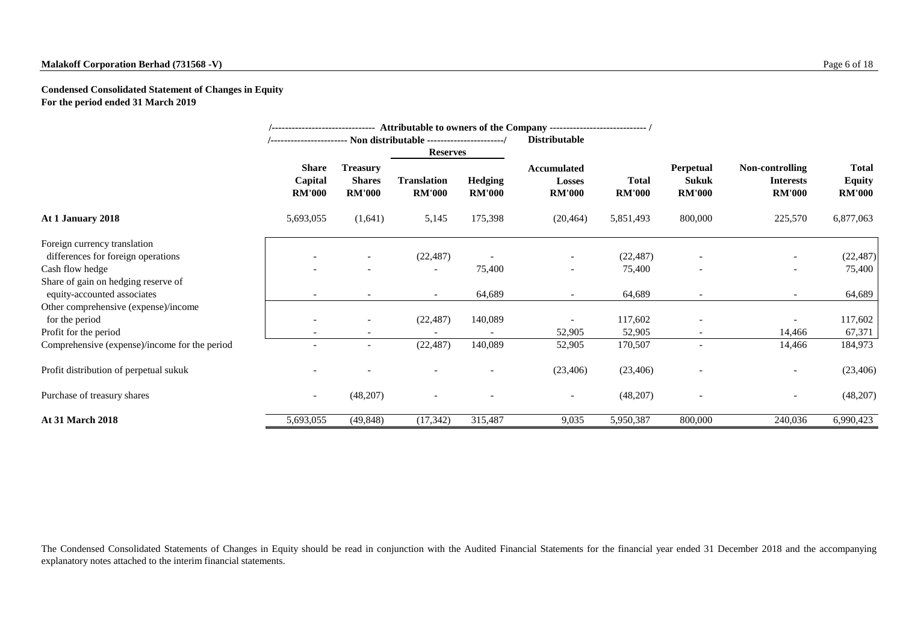**Condensed Consolidated Statement of Changes in Equity**
**For the period ended 31 March 2019**

| | Attributable to owners of the Company | | | | | | | | |
|---|---|---|---|---|---|---|---|---|---|
| | Non distributable | | | | Distributable | | | | |
| | | | Reserves | | | | | | |
| | Share Capital RM'000 | Treasury Shares RM'000 | Translation RM'000 | Hedging RM'000 | Accumulated Losses RM'000 | Total RM'000 | Perpetual Sukuk RM'000 | Non-controlling Interests RM'000 | Total Equity RM'000 |
| **At 1 January 2018** | 5,693,055 | (1,641) | 5,145 | 175,398 | (20,464) | 5,851,493 | 800,000 | 225,570 | 6,877,063 |
| Foreign currency translation differences for foreign operations | - | - | (22,487) | - | - | (22,487) | - | - | (22,487) |
| Cash flow hedge | - | - | - | 75,400 | - | 75,400 | - | - | 75,400 |
| Share of gain on hedging reserve of equity-accounted associates | - | - | - | 64,689 | - | 64,689 | - | - | 64,689 |
| Other comprehensive (expense)/income for the period | - | - | (22,487) | 140,089 | - | 117,602 | - | - | 117,602 |
| Profit for the period | - | - | - | - | 52,905 | 52,905 | - | 14,466 | 67,371 |
| Comprehensive (expense)/income for the period | - | - | (22,487) | 140,089 | 52,905 | 170,507 | - | 14,466 | 184,973 |
| Profit distribution of perpetual sukuk | - | - | - | - | (23,406) | (23,406) | - | - | (23,406) |
| Purchase of treasury shares | - | (48,207) | - | - | - | (48,207) | - | - | (48,207) |
| **At 31 March 2018** | 5,693,055 | (49,848) | (17,342) | 315,487 | 9,035 | 5,950,387 | 800,000 | 240,036 | 6,990,423 |

The Condensed Consolidated Statements of Changes in Equity should be read in conjunction with the Audited Financial Statements for the financial year ended 31 December 2018 and the accompanying explanatory notes attached to the interim financial statements.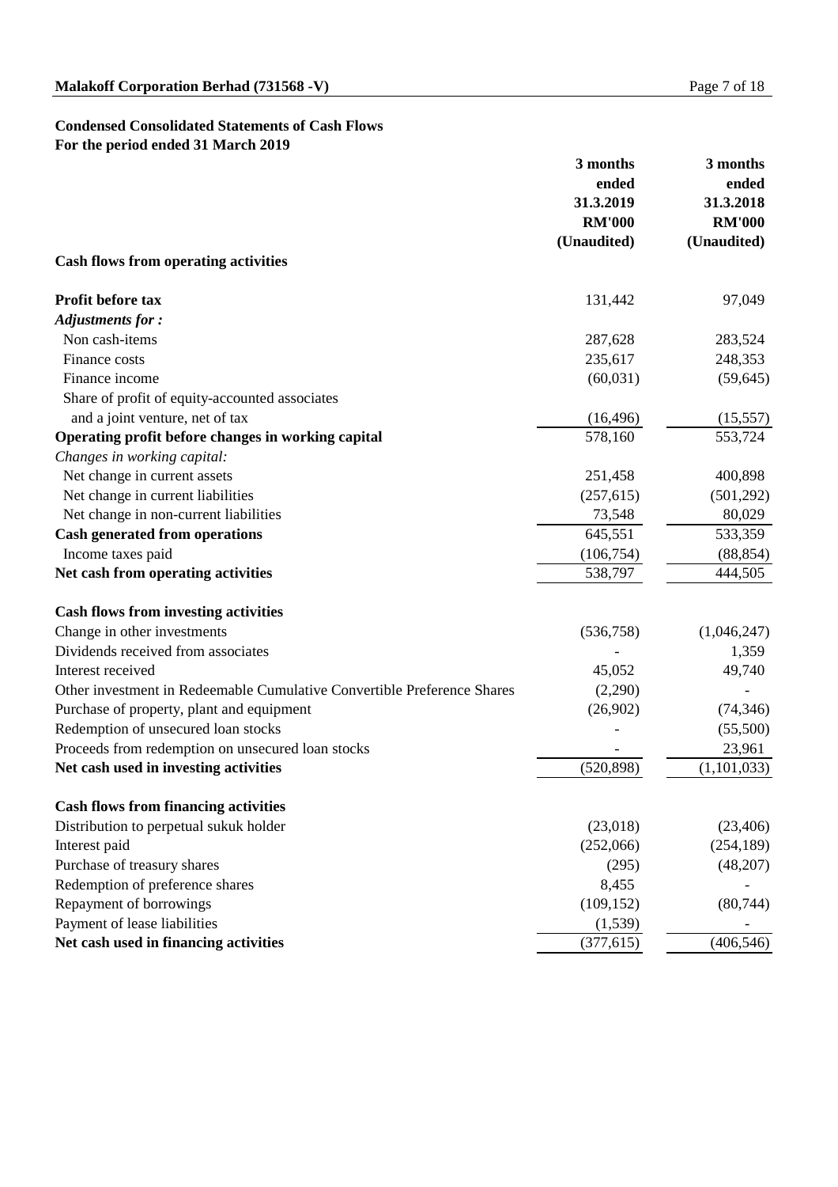## Condensed Consolidated Statements of Cash Flows
**For the period ended 31 March 2019**

| | 3 months ended 31.3.2019 RM'000 (Unaudited) | 3 months ended 31.3.2018 RM'000 (Unaudited) |
|---|---|---|
| **Cash flows from operating activities** | | |
| **Profit before tax** | 131,442 | 97,049 |
| ***Adjustments for :*** | | |
| Non cash-items | 287,628 | 283,524 |
| Finance costs | 235,617 | 248,353 |
| Finance income | (60,031) | (59,645) |
| Share of profit of equity-accounted associates and a joint venture, net of tax | (16,496) | (15,557) |
| **Operating profit before changes in working capital** | 578,160 | 553,724 |
| *Changes in working capital:* | | |
| Net change in current assets | 251,458 | 400,898 |
| Net change in current liabilities | (257,615) | (501,292) |
| Net change in non-current liabilities | 73,548 | 80,029 |
| **Cash generated from operations** | 645,551 | 533,359 |
| Income taxes paid | (106,754) | (88,854) |
| **Net cash from operating activities** | 538,797 | 444,505 |
| **Cash flows from investing activities** | | |
| Change in other investments | (536,758) | (1,046,247) |
| Dividends received from associates | - | 1,359 |
| Interest received | 45,052 | 49,740 |
| Other investment in Redeemable Cumulative Convertible Preference Shares | (2,290) | - |
| Purchase of property, plant and equipment | (26,902) | (74,346) |
| Redemption of unsecured loan stocks | - | (55,500) |
| Proceeds from redemption on unsecured loan stocks | - | 23,961 |
| **Net cash used in investing activities** | (520,898) | (1,101,033) |
| **Cash flows from financing activities** | | |
| Distribution to perpetual sukuk holder | (23,018) | (23,406) |
| Interest paid | (252,066) | (254,189) |
| Purchase of treasury shares | (295) | (48,207) |
| Redemption of preference shares | 8,455 | - |
| Repayment of borrowings | (109,152) | (80,744) |
| Payment of lease liabilities | (1,539) | - |
| **Net cash used in financing activities** | (377,615) | (406,546) |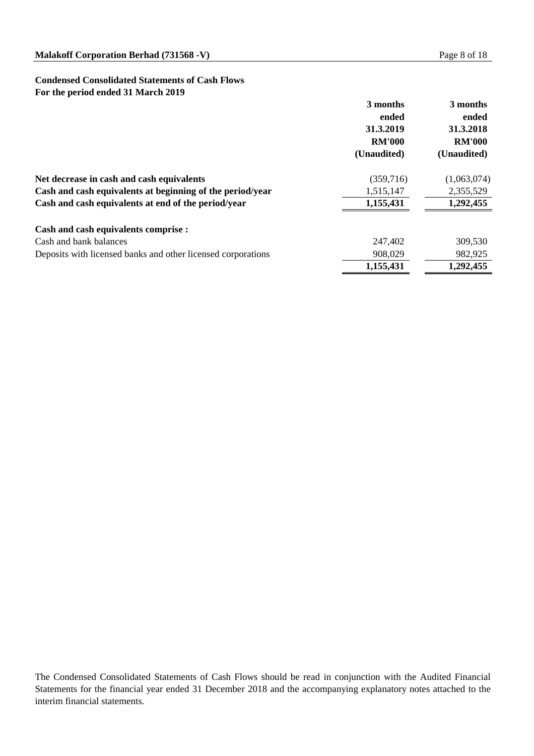**Condensed Consolidated Statements of Cash Flows**
**For the period ended 31 March 2019**

| | 3 months ended 31.3.2019 RM'000 (Unaudited) | 3 months ended 31.3.2018 RM'000 (Unaudited) |
|---|---|---|
| **Net decrease in cash and cash equivalents** | (359,716) | (1,063,074) |
| **Cash and cash equivalents at beginning of the period/year** | 1,515,147 | 2,355,529 |
| **Cash and cash equivalents at end of the period/year** | **1,155,431** | **1,292,455** |
| | | |
| **Cash and cash equivalents comprise :** | | |
| Cash and bank balances | 247,402 | 309,530 |
| Deposits with licensed banks and other licensed corporations | 908,029 | 982,925 |
| | **1,155,431** | **1,292,455** |

The Condensed Consolidated Statements of Cash Flows should be read in conjunction with the Audited Financial Statements for the financial year ended 31 December 2018 and the accompanying explanatory notes attached to the interim financial statements.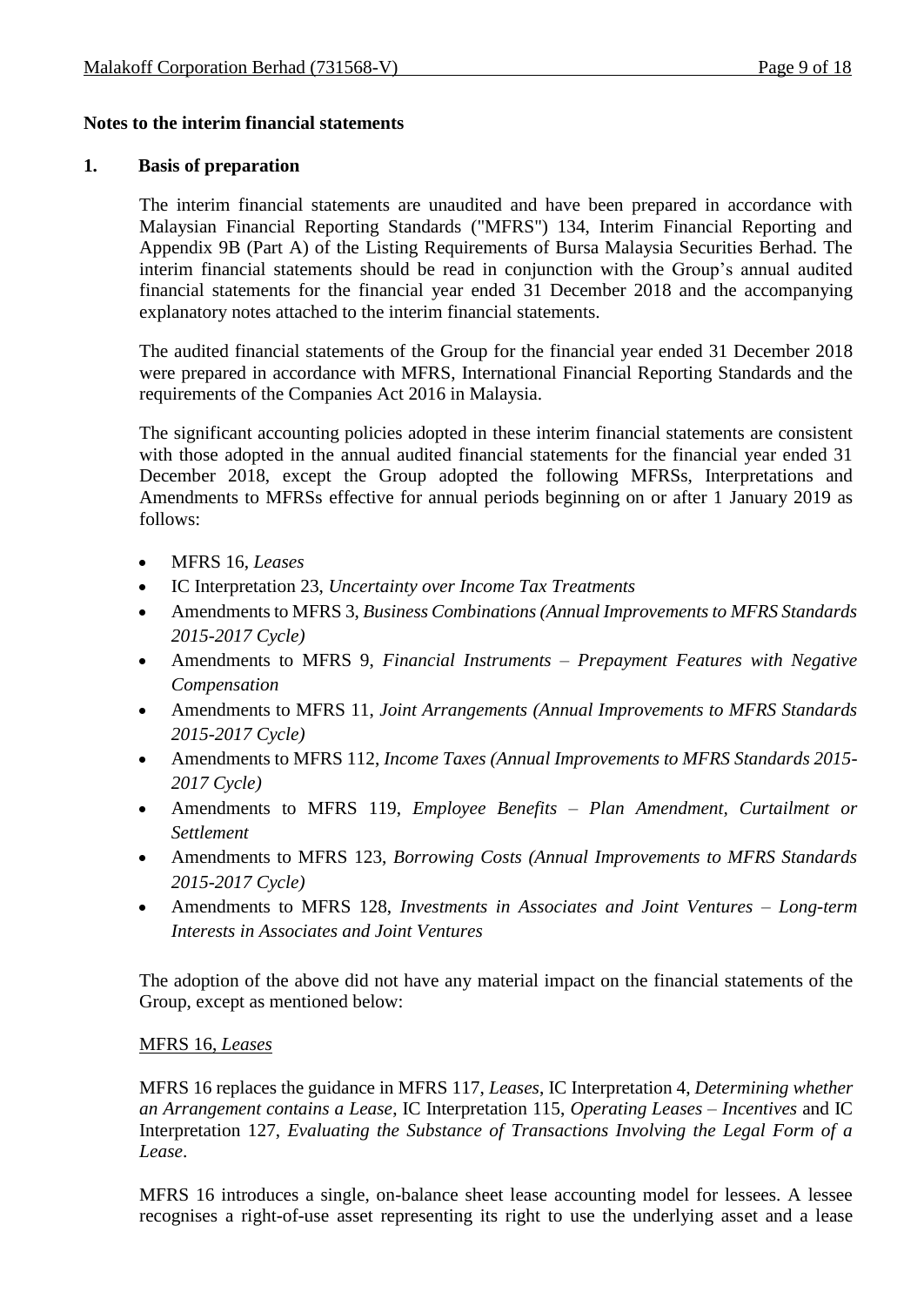**Notes to the interim financial statements**

**1. Basis of preparation**

The interim financial statements are unaudited and have been prepared in accordance with Malaysian Financial Reporting Standards ("MFRS") 134, Interim Financial Reporting and Appendix 9B (Part A) of the Listing Requirements of Bursa Malaysia Securities Berhad. The interim financial statements should be read in conjunction with the Group's annual audited financial statements for the financial year ended 31 December 2018 and the accompanying explanatory notes attached to the interim financial statements.

The audited financial statements of the Group for the financial year ended 31 December 2018 were prepared in accordance with MFRS, International Financial Reporting Standards and the requirements of the Companies Act 2016 in Malaysia.

The significant accounting policies adopted in these interim financial statements are consistent with those adopted in the annual audited financial statements for the financial year ended 31 December 2018, except the Group adopted the following MFRSs, Interpretations and Amendments to MFRSs effective for annual periods beginning on or after 1 January 2019 as follows:

- MFRS 16, *Leases*
- IC Interpretation 23, *Uncertainty over Income Tax Treatments*
- Amendments to MFRS 3, *Business Combinations (Annual Improvements to MFRS Standards 2015-2017 Cycle)*
- Amendments to MFRS 9, *Financial Instruments – Prepayment Features with Negative Compensation*
- Amendments to MFRS 11, *Joint Arrangements (Annual Improvements to MFRS Standards 2015-2017 Cycle)*
- Amendments to MFRS 112, *Income Taxes (Annual Improvements to MFRS Standards 2015-2017 Cycle)*
- Amendments to MFRS 119, *Employee Benefits – Plan Amendment, Curtailment or Settlement*
- Amendments to MFRS 123, *Borrowing Costs (Annual Improvements to MFRS Standards 2015-2017 Cycle)*
- Amendments to MFRS 128, *Investments in Associates and Joint Ventures – Long-term Interests in Associates and Joint Ventures*

The adoption of the above did not have any material impact on the financial statements of the Group, except as mentioned below:

MFRS 16, *Leases*

MFRS 16 replaces the guidance in MFRS 117, *Leases*, IC Interpretation 4, *Determining whether an Arrangement contains a Lease*, IC Interpretation 115, *Operating Leases – Incentives* and IC Interpretation 127, *Evaluating the Substance of Transactions Involving the Legal Form of a Lease*.

MFRS 16 introduces a single, on-balance sheet lease accounting model for lessees. A lessee recognises a right-of-use asset representing its right to use the underlying asset and a lease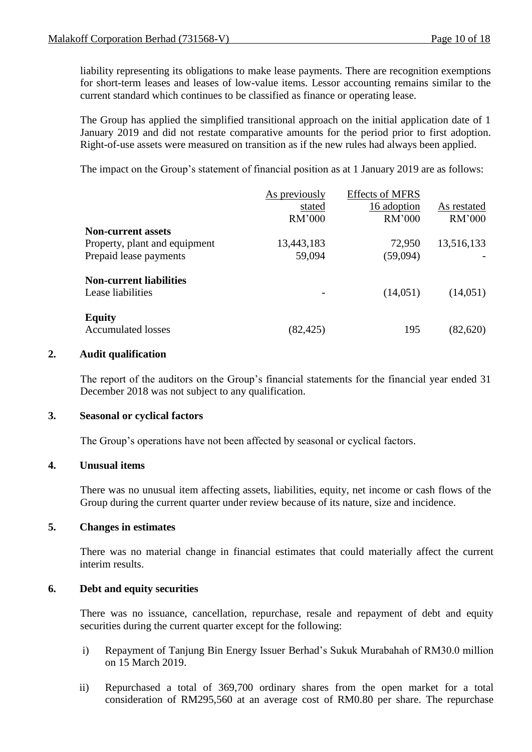liability representing its obligations to make lease payments. There are recognition exemptions for short-term leases and leases of low-value items. Lessor accounting remains similar to the current standard which continues to be classified as finance or operating lease.

The Group has applied the simplified transitional approach on the initial application date of 1 January 2019 and did not restate comparative amounts for the period prior to first adoption. Right-of-use assets were measured on transition as if the new rules had always been applied.

The impact on the Group's statement of financial position as at 1 January 2019 are as follows:

| | As previously stated RM'000 | Effects of MFRS 16 adoption RM'000 | As restated RM'000 |
|---|---|---|---|
| **Non-current assets** | | | |
| Property, plant and equipment | 13,443,183 | 72,950 | 13,516,133 |
| Prepaid lease payments | 59,094 | (59,094) | - |
| **Non-current liabilities** | | | |
| Lease liabilities | - | (14,051) | (14,051) |
| **Equity** | | | |
| Accumulated losses | (82,425) | 195 | (82,620) |

## 2. Audit qualification

The report of the auditors on the Group's financial statements for the financial year ended 31 December 2018 was not subject to any qualification.

## 3. Seasonal or cyclical factors

The Group's operations have not been affected by seasonal or cyclical factors.

## 4. Unusual items

There was no unusual item affecting assets, liabilities, equity, net income or cash flows of the Group during the current quarter under review because of its nature, size and incidence.

## 5. Changes in estimates

There was no material change in financial estimates that could materially affect the current interim results.

## 6. Debt and equity securities

There was no issuance, cancellation, repurchase, resale and repayment of debt and equity securities during the current quarter except for the following:

i) Repayment of Tanjung Bin Energy Issuer Berhad's Sukuk Murabahah of RM30.0 million on 15 March 2019.

ii) Repurchased a total of 369,700 ordinary shares from the open market for a total consideration of RM295,560 at an average cost of RM0.80 per share. The repurchase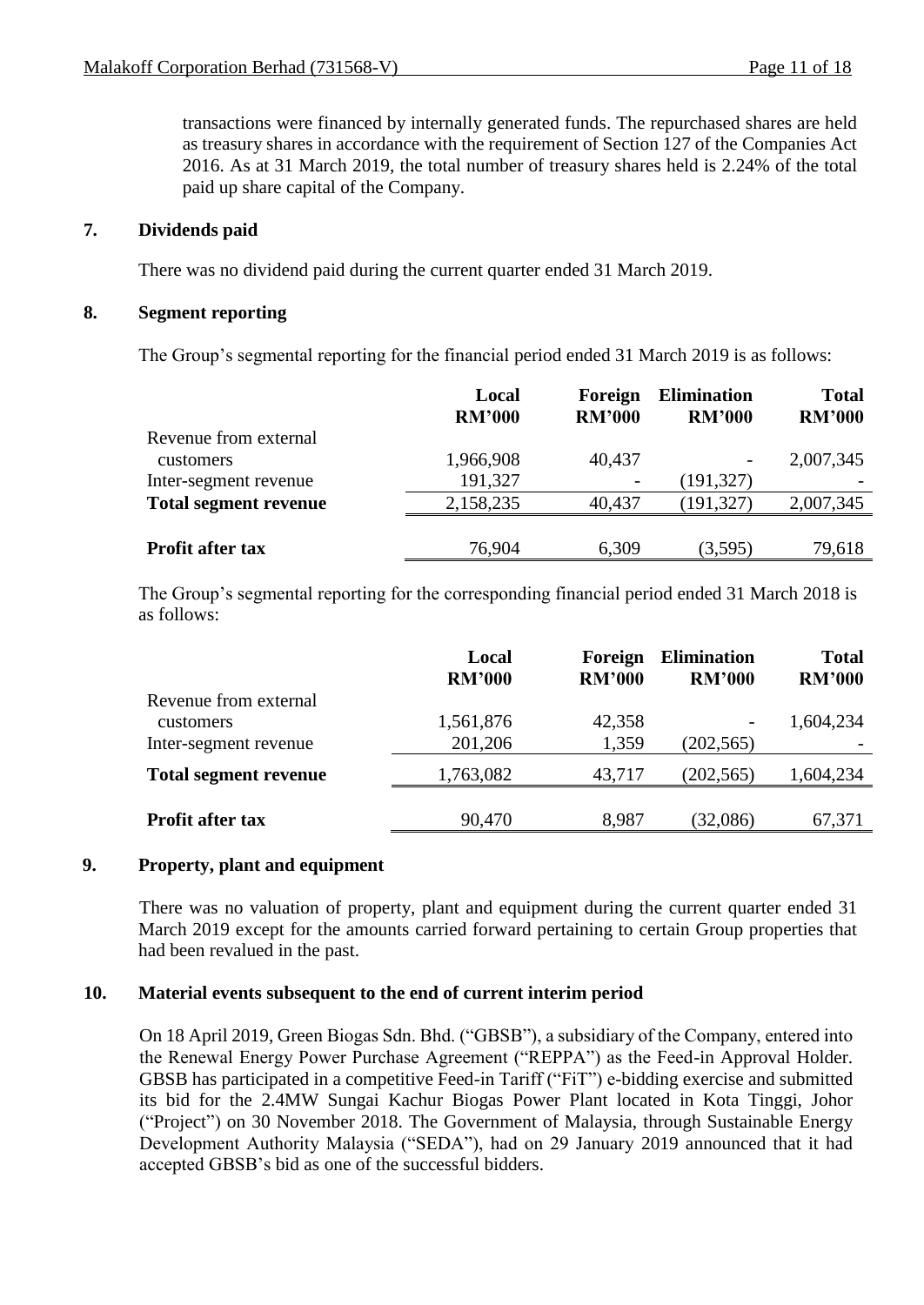transactions were financed by internally generated funds. The repurchased shares are held as treasury shares in accordance with the requirement of Section 127 of the Companies Act 2016. As at 31 March 2019, the total number of treasury shares held is 2.24% of the total paid up share capital of the Company.

## 7. Dividends paid

There was no dividend paid during the current quarter ended 31 March 2019.

## 8. Segment reporting

The Group's segmental reporting for the financial period ended 31 March 2019 is as follows:

| | Local RM'000 | Foreign RM'000 | Elimination RM'000 | Total RM'000 |
|---|---|---|---|---|
| Revenue from external customers | 1,966,908 | 40,437 | - | 2,007,345 |
| Inter-segment revenue | 191,327 | - | (191,327) | - |
| **Total segment revenue** | 2,158,235 | 40,437 | (191,327) | 2,007,345 |
| **Profit after tax** | 76,904 | 6,309 | (3,595) | 79,618 |

The Group's segmental reporting for the corresponding financial period ended 31 March 2018 is as follows:

| | Local RM'000 | Foreign RM'000 | Elimination RM'000 | Total RM'000 |
|---|---|---|---|---|
| Revenue from external customers | 1,561,876 | 42,358 | - | 1,604,234 |
| Inter-segment revenue | 201,206 | 1,359 | (202,565) | - |
| **Total segment revenue** | 1,763,082 | 43,717 | (202,565) | 1,604,234 |
| **Profit after tax** | 90,470 | 8,987 | (32,086) | 67,371 |

## 9. Property, plant and equipment

There was no valuation of property, plant and equipment during the current quarter ended 31 March 2019 except for the amounts carried forward pertaining to certain Group properties that had been revalued in the past.

## 10. Material events subsequent to the end of current interim period

On 18 April 2019, Green Biogas Sdn. Bhd. ("GBSB"), a subsidiary of the Company, entered into the Renewal Energy Power Purchase Agreement ("REPPA") as the Feed-in Approval Holder. GBSB has participated in a competitive Feed-in Tariff ("FiT") e-bidding exercise and submitted its bid for the 2.4MW Sungai Kachur Biogas Power Plant located in Kota Tinggi, Johor ("Project") on 30 November 2018. The Government of Malaysia, through Sustainable Energy Development Authority Malaysia ("SEDA"), had on 29 January 2019 announced that it had accepted GBSB's bid as one of the successful bidders.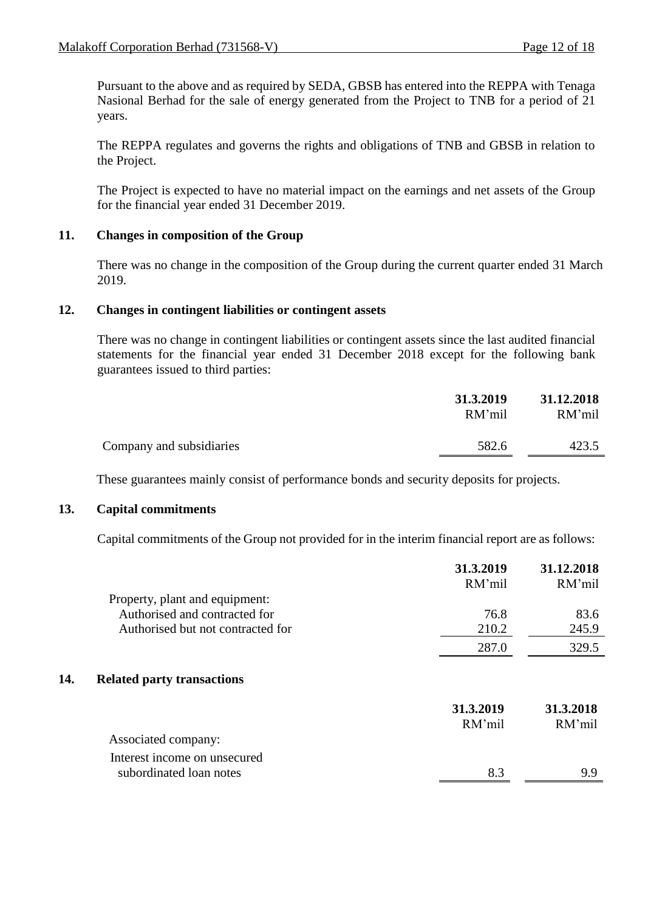Pursuant to the above and as required by SEDA, GBSB has entered into the REPPA with Tenaga Nasional Berhad for the sale of energy generated from the Project to TNB for a period of 21 years.

The REPPA regulates and governs the rights and obligations of TNB and GBSB in relation to the Project.

The Project is expected to have no material impact on the earnings and net assets of the Group for the financial year ended 31 December 2019.

## 11. Changes in composition of the Group

There was no change in the composition of the Group during the current quarter ended 31 March 2019.

## 12. Changes in contingent liabilities or contingent assets

There was no change in contingent liabilities or contingent assets since the last audited financial statements for the financial year ended 31 December 2018 except for the following bank guarantees issued to third parties:

| | **31.3.2019** | **31.12.2018** |
|---|---|---|
| | RM'mil | RM'mil |
| Company and subsidiaries | 582.6 | 423.5 |

These guarantees mainly consist of performance bonds and security deposits for projects.

## 13. Capital commitments

Capital commitments of the Group not provided for in the interim financial report are as follows:

| | **31.3.2019** | **31.12.2018** |
|---|---|---|
| | RM'mil | RM'mil |
| Property, plant and equipment: | | |
| Authorised and contracted for | 76.8 | 83.6 |
| Authorised but not contracted for | 210.2 | 245.9 |
| | 287.0 | 329.5 |

## 14. Related party transactions

| | **31.3.2019** | **31.3.2018** |
|---|---|---|
| | RM'mil | RM'mil |
| Associated company: | | |
| Interest income on unsecured subordinated loan notes | 8.3 | 9.9 |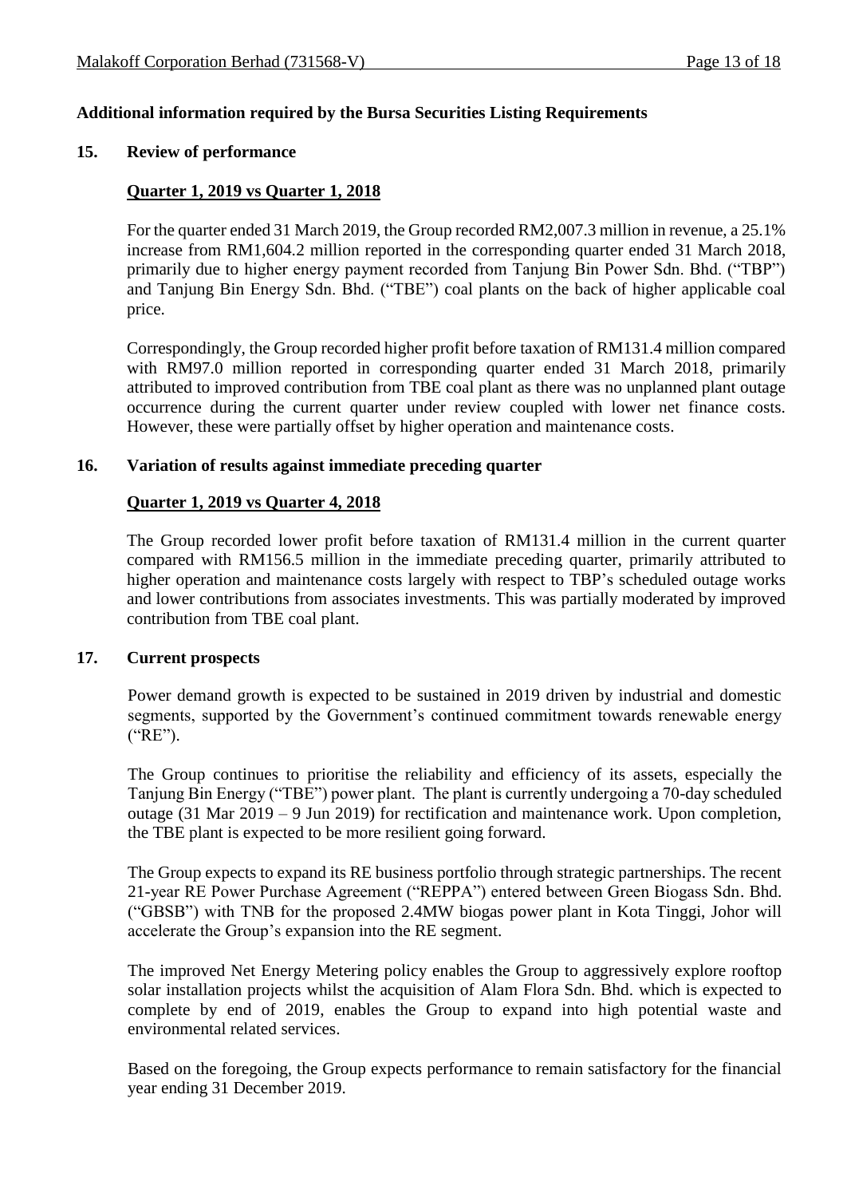**Additional information required by the Bursa Securities Listing Requirements**

## 15. Review of performance

### Quarter 1, 2019 vs Quarter 1, 2018

For the quarter ended 31 March 2019, the Group recorded RM2,007.3 million in revenue, a 25.1% increase from RM1,604.2 million reported in the corresponding quarter ended 31 March 2018, primarily due to higher energy payment recorded from Tanjung Bin Power Sdn. Bhd. ("TBP") and Tanjung Bin Energy Sdn. Bhd. ("TBE") coal plants on the back of higher applicable coal price.

Correspondingly, the Group recorded higher profit before taxation of RM131.4 million compared with RM97.0 million reported in corresponding quarter ended 31 March 2018, primarily attributed to improved contribution from TBE coal plant as there was no unplanned plant outage occurrence during the current quarter under review coupled with lower net finance costs. However, these were partially offset by higher operation and maintenance costs.

## 16. Variation of results against immediate preceding quarter

### Quarter 1, 2019 vs Quarter 4, 2018

The Group recorded lower profit before taxation of RM131.4 million in the current quarter compared with RM156.5 million in the immediate preceding quarter, primarily attributed to higher operation and maintenance costs largely with respect to TBP's scheduled outage works and lower contributions from associates investments. This was partially moderated by improved contribution from TBE coal plant.

## 17. Current prospects

Power demand growth is expected to be sustained in 2019 driven by industrial and domestic segments, supported by the Government's continued commitment towards renewable energy ("RE").

The Group continues to prioritise the reliability and efficiency of its assets, especially the Tanjung Bin Energy ("TBE") power plant. The plant is currently undergoing a 70-day scheduled outage (31 Mar 2019 – 9 Jun 2019) for rectification and maintenance work. Upon completion, the TBE plant is expected to be more resilient going forward.

The Group expects to expand its RE business portfolio through strategic partnerships. The recent 21-year RE Power Purchase Agreement ("REPPA") entered between Green Biogass Sdn. Bhd. ("GBSB") with TNB for the proposed 2.4MW biogas power plant in Kota Tinggi, Johor will accelerate the Group's expansion into the RE segment.

The improved Net Energy Metering policy enables the Group to aggressively explore rooftop solar installation projects whilst the acquisition of Alam Flora Sdn. Bhd. which is expected to complete by end of 2019, enables the Group to expand into high potential waste and environmental related services.

Based on the foregoing, the Group expects performance to remain satisfactory for the financial year ending 31 December 2019.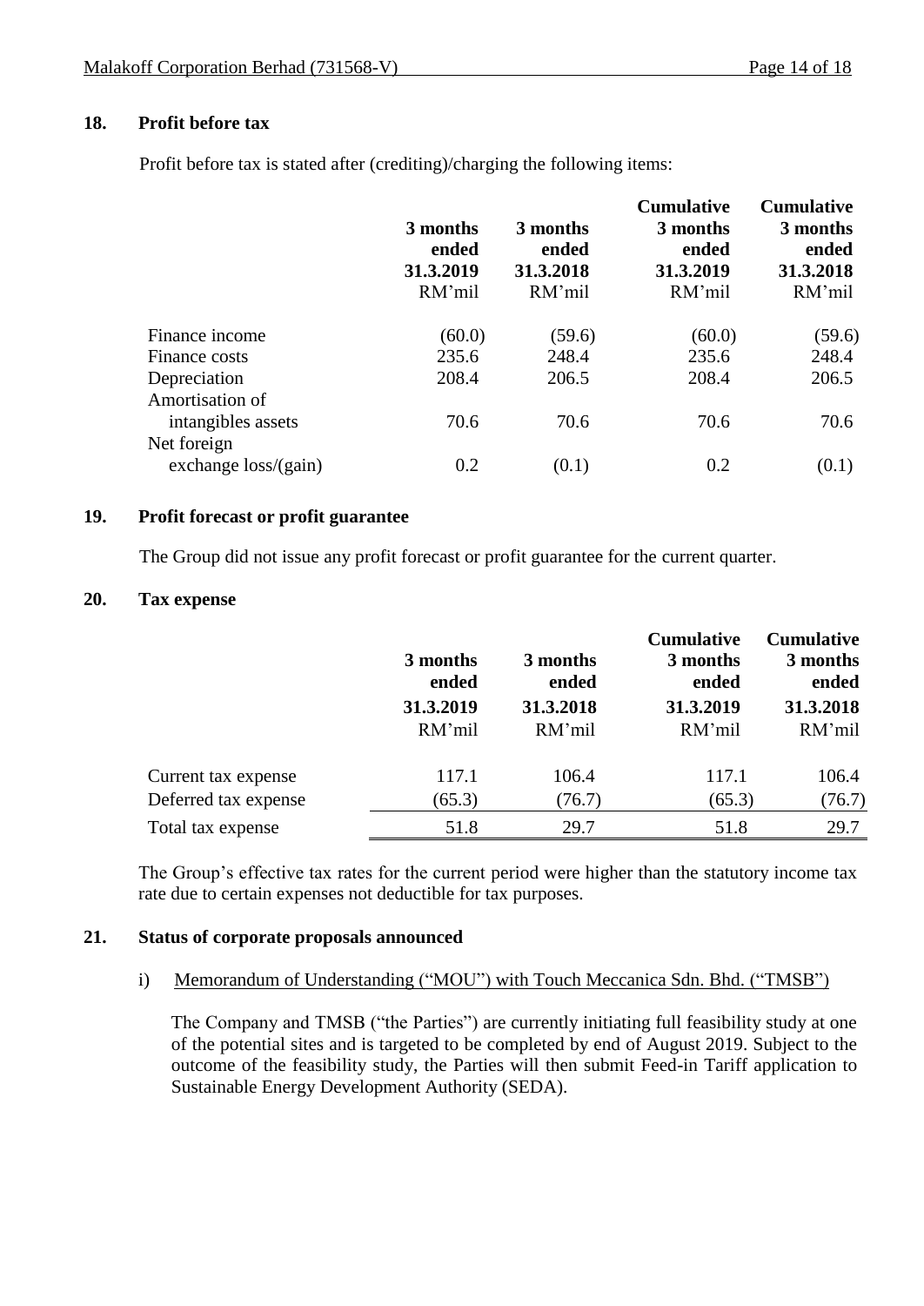## 18. Profit before tax

Profit before tax is stated after (crediting)/charging the following items:

| | 3 months ended 31.3.2019 RM'mil | 3 months ended 31.3.2018 RM'mil | Cumulative 3 months ended 31.3.2019 RM'mil | Cumulative 3 months ended 31.3.2018 RM'mil |
|---|---|---|---|---|
| Finance income | (60.0) | (59.6) | (60.0) | (59.6) |
| Finance costs | 235.6 | 248.4 | 235.6 | 248.4 |
| Depreciation | 208.4 | 206.5 | 208.4 | 206.5 |
| Amortisation of intangibles assets | 70.6 | 70.6 | 70.6 | 70.6 |
| Net foreign exchange loss/(gain) | 0.2 | (0.1) | 0.2 | (0.1) |

## 19. Profit forecast or profit guarantee

The Group did not issue any profit forecast or profit guarantee for the current quarter.

## 20. Tax expense

| | 3 months ended 31.3.2019 RM'mil | 3 months ended 31.3.2018 RM'mil | Cumulative 3 months ended 31.3.2019 RM'mil | Cumulative 3 months ended 31.3.2018 RM'mil |
|---|---|---|---|---|
| Current tax expense | 117.1 | 106.4 | 117.1 | 106.4 |
| Deferred tax expense | (65.3) | (76.7) | (65.3) | (76.7) |
| Total tax expense | 51.8 | 29.7 | 51.8 | 29.7 |

The Group's effective tax rates for the current period were higher than the statutory income tax rate due to certain expenses not deductible for tax purposes.

## 21. Status of corporate proposals announced

i) Memorandum of Understanding ("MOU") with Touch Meccanica Sdn. Bhd. ("TMSB")

The Company and TMSB ("the Parties") are currently initiating full feasibility study at one of the potential sites and is targeted to be completed by end of August 2019. Subject to the outcome of the feasibility study, the Parties will then submit Feed-in Tariff application to Sustainable Energy Development Authority (SEDA).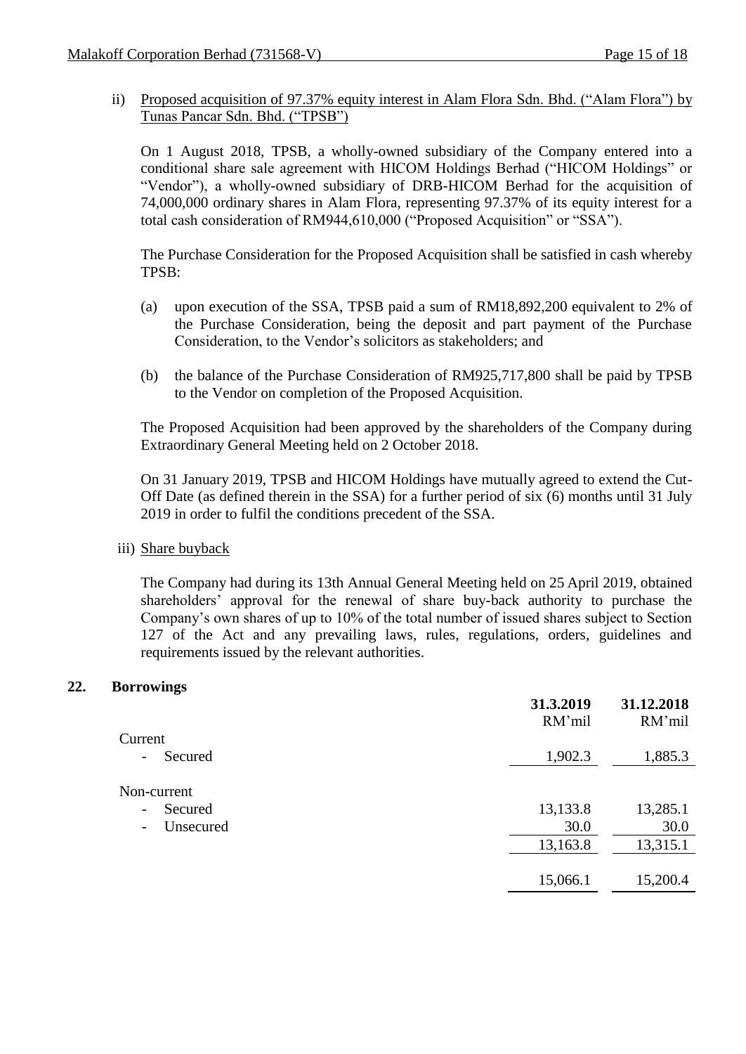ii) Proposed acquisition of 97.37% equity interest in Alam Flora Sdn. Bhd. ("Alam Flora") by Tunas Pancar Sdn. Bhd. ("TPSB")

On 1 August 2018, TPSB, a wholly-owned subsidiary of the Company entered into a conditional share sale agreement with HICOM Holdings Berhad ("HICOM Holdings" or "Vendor"), a wholly-owned subsidiary of DRB-HICOM Berhad for the acquisition of 74,000,000 ordinary shares in Alam Flora, representing 97.37% of its equity interest for a total cash consideration of RM944,610,000 ("Proposed Acquisition" or "SSA").

The Purchase Consideration for the Proposed Acquisition shall be satisfied in cash whereby TPSB:

(a) upon execution of the SSA, TPSB paid a sum of RM18,892,200 equivalent to 2% of the Purchase Consideration, being the deposit and part payment of the Purchase Consideration, to the Vendor's solicitors as stakeholders; and

(b) the balance of the Purchase Consideration of RM925,717,800 shall be paid by TPSB to the Vendor on completion of the Proposed Acquisition.

The Proposed Acquisition had been approved by the shareholders of the Company during Extraordinary General Meeting held on 2 October 2018.

On 31 January 2019, TPSB and HICOM Holdings have mutually agreed to extend the Cut-Off Date (as defined therein in the SSA) for a further period of six (6) months until 31 July 2019 in order to fulfil the conditions precedent of the SSA.

iii) Share buyback

The Company had during its 13th Annual General Meeting held on 25 April 2019, obtained shareholders' approval for the renewal of share buy-back authority to purchase the Company's own shares of up to 10% of the total number of issued shares subject to Section 127 of the Act and any prevailing laws, rules, regulations, orders, guidelines and requirements issued by the relevant authorities.

## 22. Borrowings

| | 31.3.2019 RM'mil | 31.12.2018 RM'mil |
|---|---|---|
| Current | | |
| - Secured | 1,902.3 | 1,885.3 |
| Non-current | | |
| - Secured | 13,133.8 | 13,285.1 |
| - Unsecured | 30.0 | 30.0 |
| | 13,163.8 | 13,315.1 |
| | 15,066.1 | 15,200.4 |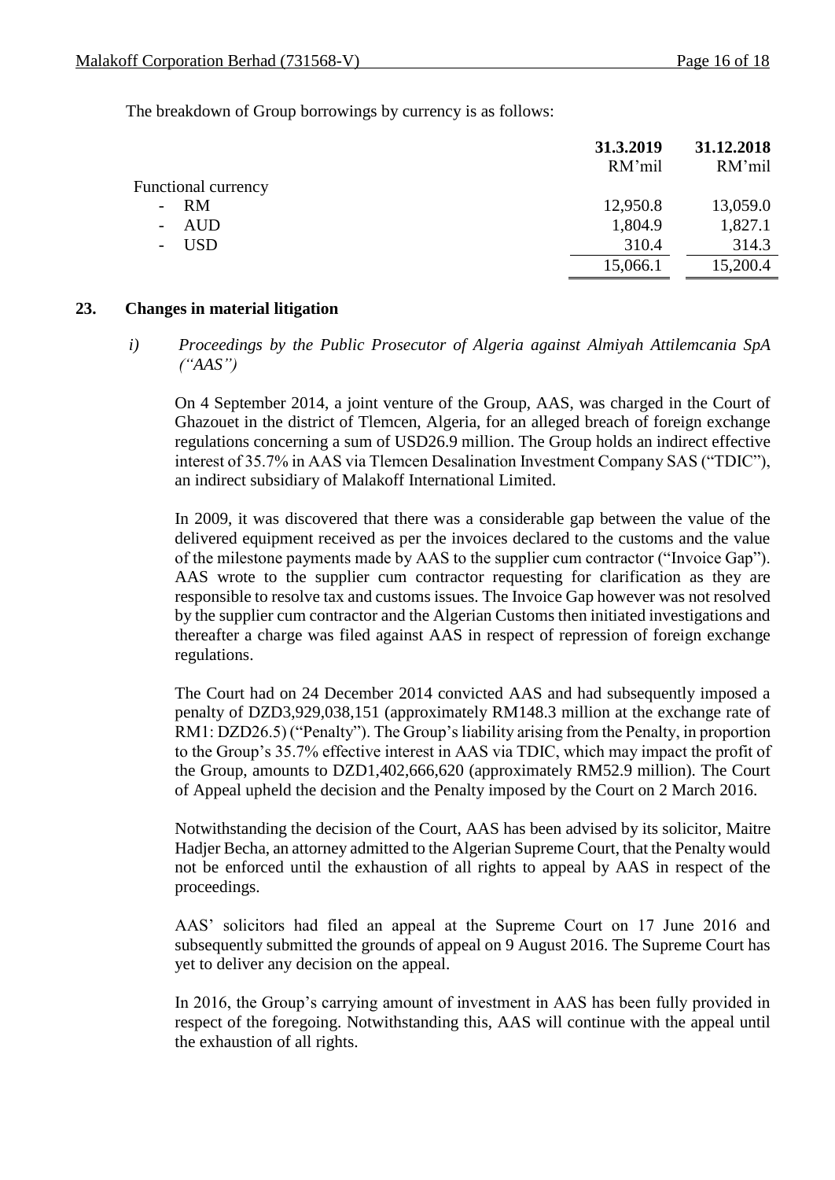The breakdown of Group borrowings by currency is as follows:

| | 31.3.2019 | 31.12.2018 |
|---|---|---|
| | RM'mil | RM'mil |
| Functional currency | | |
| - RM | 12,950.8 | 13,059.0 |
| - AUD | 1,804.9 | 1,827.1 |
| - USD | 310.4 | 314.3 |
| | 15,066.1 | 15,200.4 |

## 23. Changes in material litigation

*i) Proceedings by the Public Prosecutor of Algeria against Almiyah Attilemcania SpA ("AAS")*

On 4 September 2014, a joint venture of the Group, AAS, was charged in the Court of Ghazouet in the district of Tlemcen, Algeria, for an alleged breach of foreign exchange regulations concerning a sum of USD26.9 million. The Group holds an indirect effective interest of 35.7% in AAS via Tlemcen Desalination Investment Company SAS ("TDIC"), an indirect subsidiary of Malakoff International Limited.

In 2009, it was discovered that there was a considerable gap between the value of the delivered equipment received as per the invoices declared to the customs and the value of the milestone payments made by AAS to the supplier cum contractor ("Invoice Gap"). AAS wrote to the supplier cum contractor requesting for clarification as they are responsible to resolve tax and customs issues. The Invoice Gap however was not resolved by the supplier cum contractor and the Algerian Customs then initiated investigations and thereafter a charge was filed against AAS in respect of repression of foreign exchange regulations.

The Court had on 24 December 2014 convicted AAS and had subsequently imposed a penalty of DZD3,929,038,151 (approximately RM148.3 million at the exchange rate of RM1: DZD26.5) ("Penalty"). The Group's liability arising from the Penalty, in proportion to the Group's 35.7% effective interest in AAS via TDIC, which may impact the profit of the Group, amounts to DZD1,402,666,620 (approximately RM52.9 million). The Court of Appeal upheld the decision and the Penalty imposed by the Court on 2 March 2016.

Notwithstanding the decision of the Court, AAS has been advised by its solicitor, Maitre Hadjer Becha, an attorney admitted to the Algerian Supreme Court, that the Penalty would not be enforced until the exhaustion of all rights to appeal by AAS in respect of the proceedings.

AAS' solicitors had filed an appeal at the Supreme Court on 17 June 2016 and subsequently submitted the grounds of appeal on 9 August 2016. The Supreme Court has yet to deliver any decision on the appeal.

In 2016, the Group's carrying amount of investment in AAS has been fully provided in respect of the foregoing. Notwithstanding this, AAS will continue with the appeal until the exhaustion of all rights.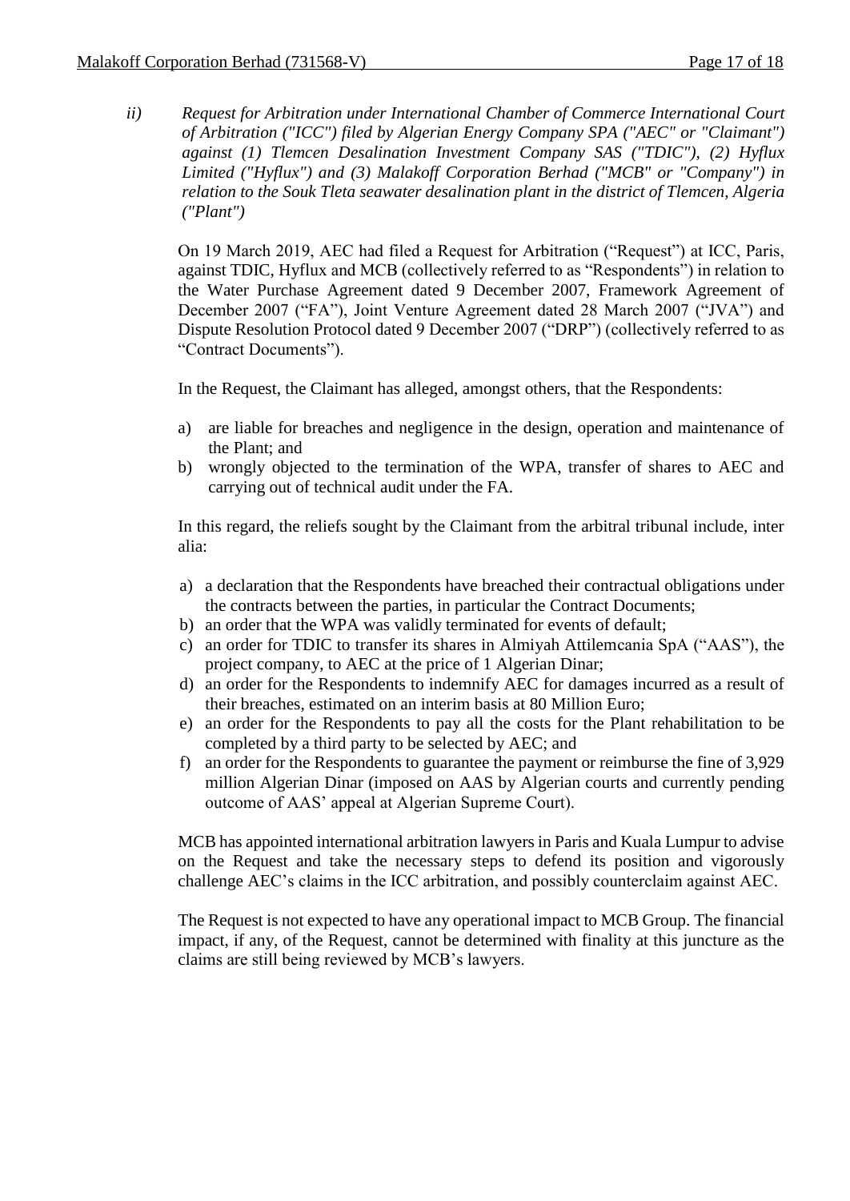*ii) Request for Arbitration under International Chamber of Commerce International Court of Arbitration ("ICC") filed by Algerian Energy Company SPA ("AEC" or "Claimant") against (1) Tlemcen Desalination Investment Company SAS ("TDIC"), (2) Hyflux Limited ("Hyflux") and (3) Malakoff Corporation Berhad ("MCB" or "Company") in relation to the Souk Tleta seawater desalination plant in the district of Tlemcen, Algeria ("Plant")*

On 19 March 2019, AEC had filed a Request for Arbitration ("Request") at ICC, Paris, against TDIC, Hyflux and MCB (collectively referred to as "Respondents") in relation to the Water Purchase Agreement dated 9 December 2007, Framework Agreement of December 2007 ("FA"), Joint Venture Agreement dated 28 March 2007 ("JVA") and Dispute Resolution Protocol dated 9 December 2007 ("DRP") (collectively referred to as "Contract Documents").

In the Request, the Claimant has alleged, amongst others, that the Respondents:

a) are liable for breaches and negligence in the design, operation and maintenance of the Plant; and
b) wrongly objected to the termination of the WPA, transfer of shares to AEC and carrying out of technical audit under the FA.

In this regard, the reliefs sought by the Claimant from the arbitral tribunal include, inter alia:

a) a declaration that the Respondents have breached their contractual obligations under the contracts between the parties, in particular the Contract Documents;
b) an order that the WPA was validly terminated for events of default;
c) an order for TDIC to transfer its shares in Almiyah Attilemcania SpA ("AAS"), the project company, to AEC at the price of 1 Algerian Dinar;
d) an order for the Respondents to indemnify AEC for damages incurred as a result of their breaches, estimated on an interim basis at 80 Million Euro;
e) an order for the Respondents to pay all the costs for the Plant rehabilitation to be completed by a third party to be selected by AEC; and
f) an order for the Respondents to guarantee the payment or reimburse the fine of 3,929 million Algerian Dinar (imposed on AAS by Algerian courts and currently pending outcome of AAS' appeal at Algerian Supreme Court).

MCB has appointed international arbitration lawyers in Paris and Kuala Lumpur to advise on the Request and take the necessary steps to defend its position and vigorously challenge AEC's claims in the ICC arbitration, and possibly counterclaim against AEC.

The Request is not expected to have any operational impact to MCB Group. The financial impact, if any, of the Request, cannot be determined with finality at this juncture as the claims are still being reviewed by MCB's lawyers.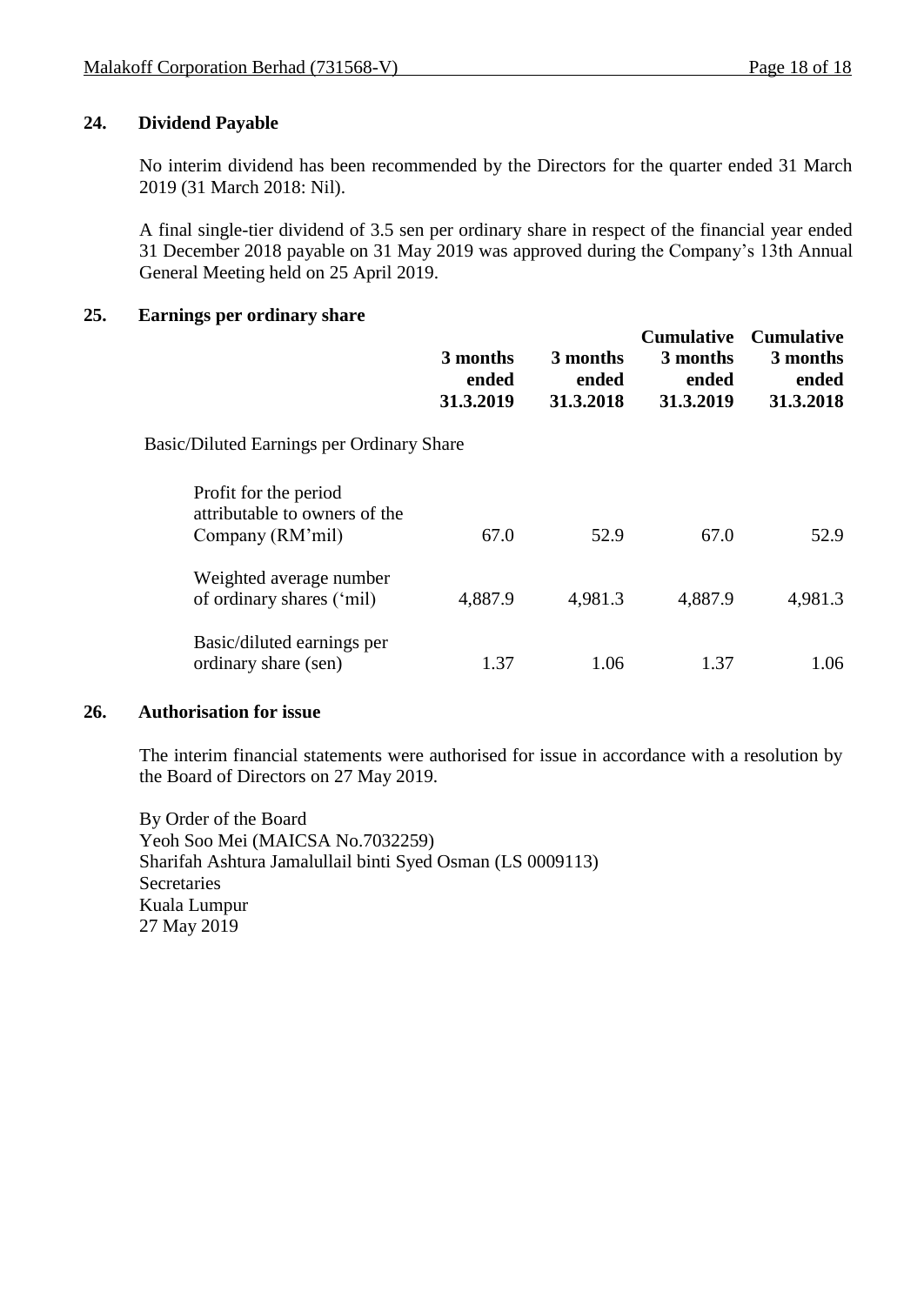## 24. Dividend Payable

No interim dividend has been recommended by the Directors for the quarter ended 31 March 2019 (31 March 2018: Nil).

A final single-tier dividend of 3.5 sen per ordinary share in respect of the financial year ended 31 December 2018 payable on 31 May 2019 was approved during the Company's 13th Annual General Meeting held on 25 April 2019.

## 25. Earnings per ordinary share

| | 3 months ended 31.3.2019 | 3 months ended 31.3.2018 | Cumulative 3 months ended 31.3.2019 | Cumulative 3 months ended 31.3.2018 |
|---|---|---|---|---|
| Basic/Diluted Earnings per Ordinary Share | | | | |
| Profit for the period attributable to owners of the Company (RM'mil) | 67.0 | 52.9 | 67.0 | 52.9 |
| Weighted average number of ordinary shares ('mil) | 4,887.9 | 4,981.3 | 4,887.9 | 4,981.3 |
| Basic/diluted earnings per ordinary share (sen) | 1.37 | 1.06 | 1.37 | 1.06 |

## 26. Authorisation for issue

The interim financial statements were authorised for issue in accordance with a resolution by the Board of Directors on 27 May 2019.

By Order of the Board
Yeoh Soo Mei (MAICSA No.7032259)
Sharifah Ashtura Jamalullail binti Syed Osman (LS 0009113)
Secretaries
Kuala Lumpur
27 May 2019